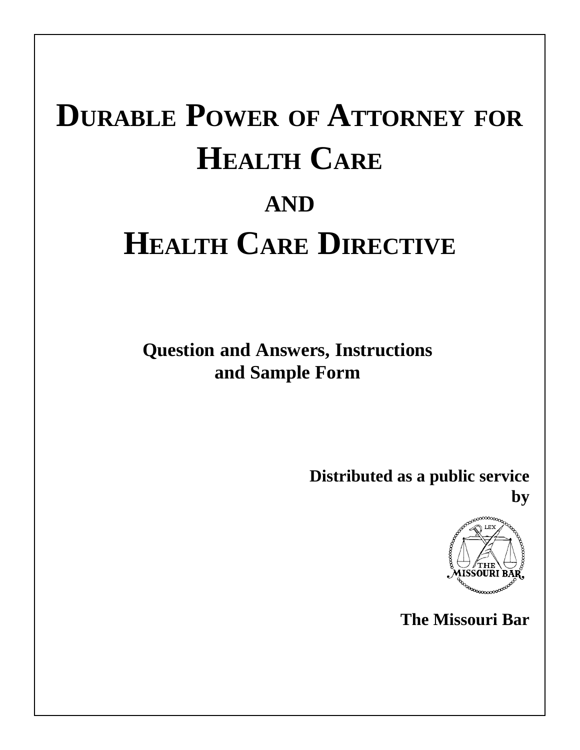# DURABLE POWER OF ATTORNEY FOR HEALTH CARE

# AND

# HEALTH CARE DIRECTIVE

**Question and Answers, Instructions and Sample Form**

**Distributed as a public service by**

**The Missouri Bar**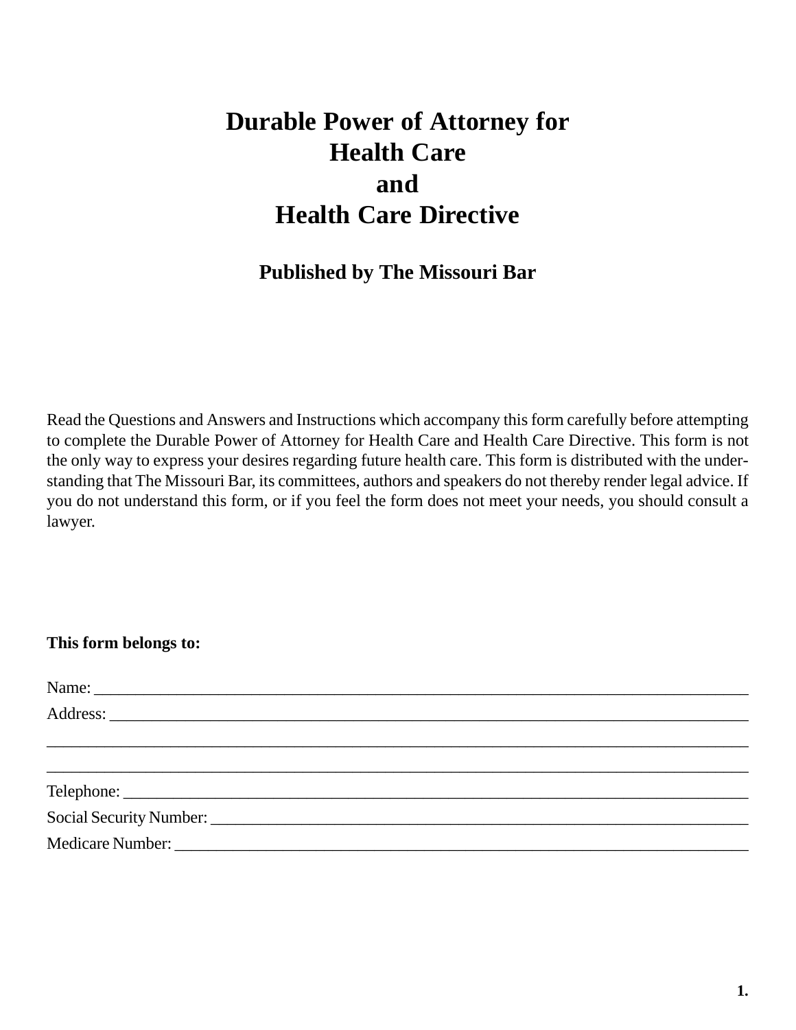# Durable Power of Attorney for Health Care and Health Care Directive

## Published by The Missouri Bar

Read the Questions and Answers and Instructions which accompany this form carefully before attempting to complete the Durable Power of Attorney for Health Care and Health Care Directive. This form is not the only way to express your desires regarding future health care. This form is distributed with the understanding that The Missouri Bar, its committees, authors and speakers do not thereby render legal advice. If you do not understand this form, or if you feel the form does not meet your needs, you should consult a lawyer.

**This form belongs to:**

Name: ______________________________________________________________________________

Address: ____________________________________________________________________________

_________________________________________________________________________________

_________________________________________________________________________________

Telephone: __________________________________________________________________________

Social Security Number: _______________________________________________________________

Medicare Number: ____________________________________________________________________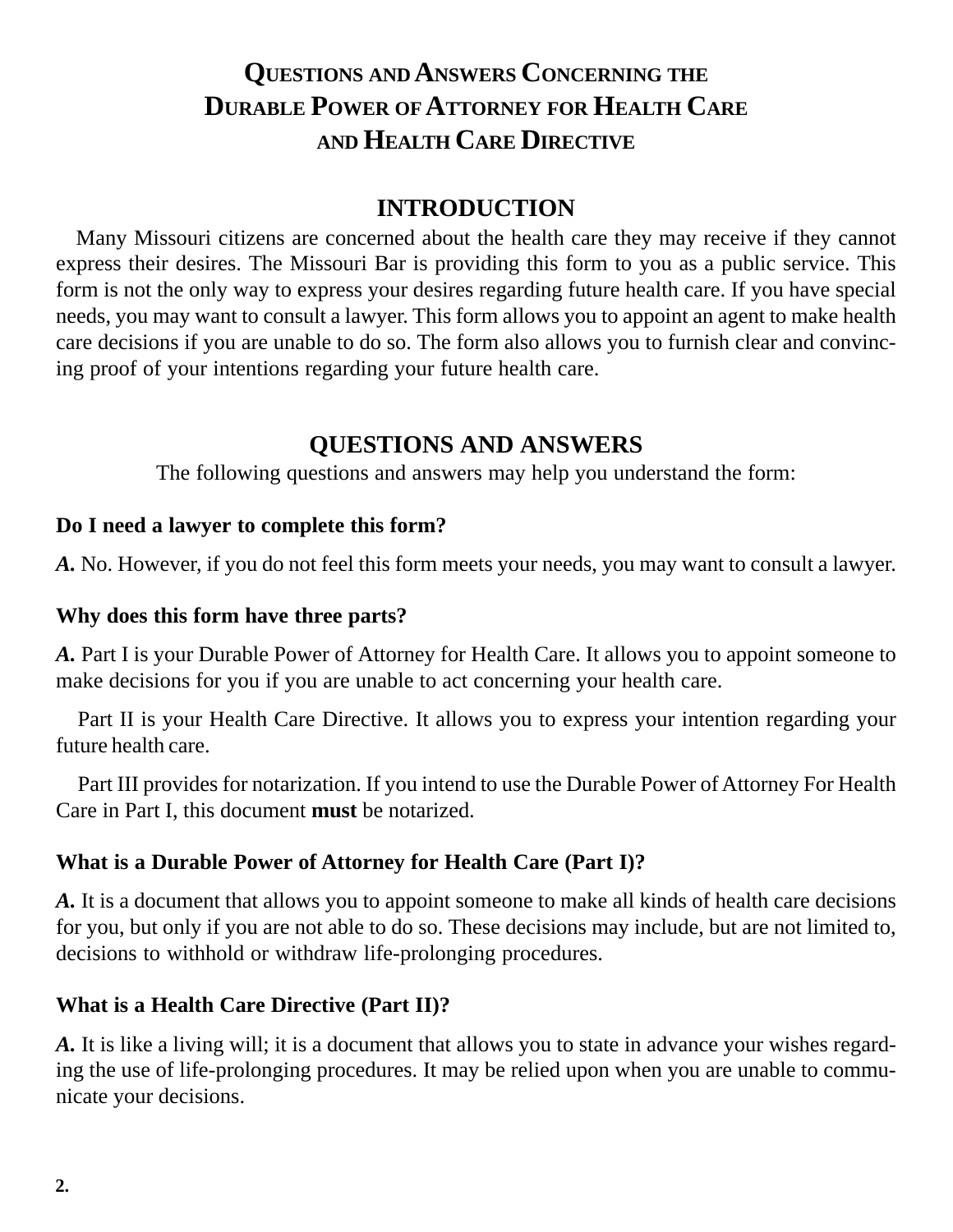# Questions and Answers Concerning the Durable Power of Attorney for Health Care and Health Care Directive

## INTRODUCTION

Many Missouri citizens are concerned about the health care they may receive if they cannot express their desires. The Missouri Bar is providing this form to you as a public service. This form is not the only way to express your desires regarding future health care. If you have special needs, you may want to consult a lawyer. This form allows you to appoint an agent to make health care decisions if you are unable to do so. The form also allows you to furnish clear and convincing proof of your intentions regarding your future health care.

## QUESTIONS AND ANSWERS

The following questions and answers may help you understand the form:

**Do I need a lawyer to complete this form?**

***A.*** No. However, if you do not feel this form meets your needs, you may want to consult a lawyer.

**Why does this form have three parts?**

***A.*** Part I is your Durable Power of Attorney for Health Care. It allows you to appoint someone to make decisions for you if you are unable to act concerning your health care.

Part II is your Health Care Directive. It allows you to express your intention regarding your future health care.

Part III provides for notarization. If you intend to use the Durable Power of Attorney For Health Care in Part I, this document **must** be notarized.

**What is a Durable Power of Attorney for Health Care (Part I)?**

***A.*** It is a document that allows you to appoint someone to make all kinds of health care decisions for you, but only if you are not able to do so. These decisions may include, but are not limited to, decisions to withhold or withdraw life-prolonging procedures.

**What is a Health Care Directive (Part II)?**

***A.*** It is like a living will; it is a document that allows you to state in advance your wishes regarding the use of life-prolonging procedures. It may be relied upon when you are unable to communicate your decisions.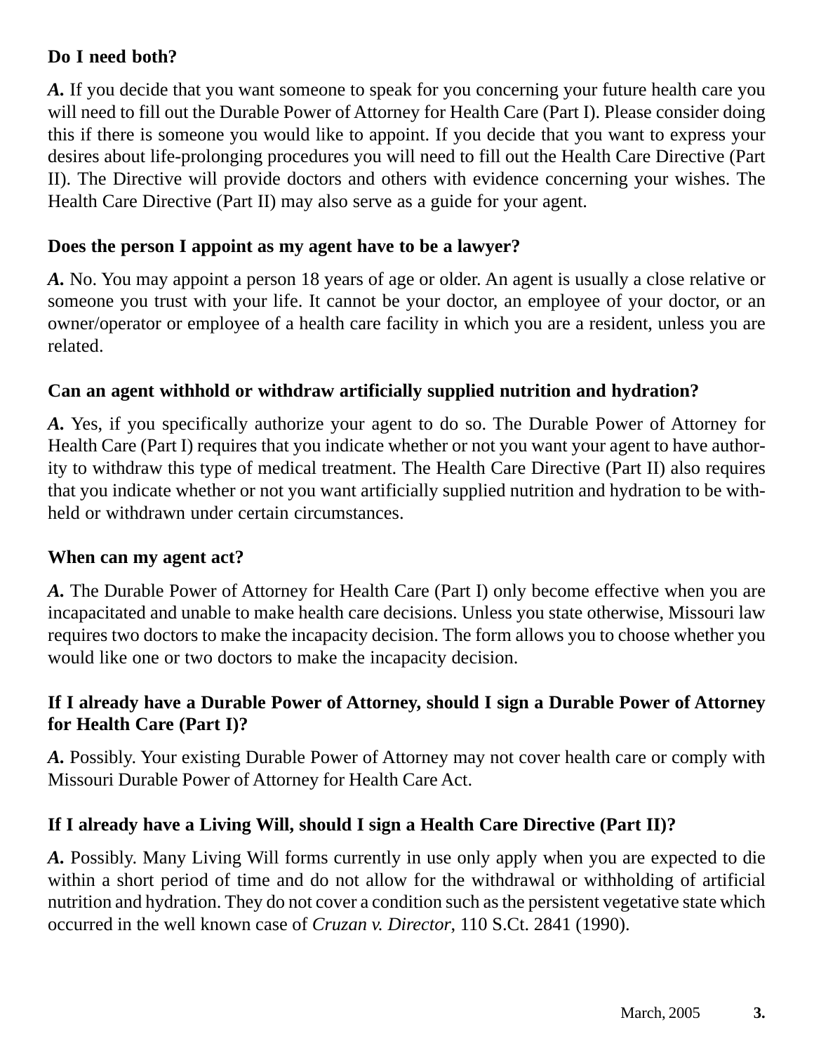**Do I need both?**

***A.*** If you decide that you want someone to speak for you concerning your future health care you will need to fill out the Durable Power of Attorney for Health Care (Part I). Please consider doing this if there is someone you would like to appoint. If you decide that you want to express your desires about life-prolonging procedures you will need to fill out the Health Care Directive (Part II). The Directive will provide doctors and others with evidence concerning your wishes. The Health Care Directive (Part II) may also serve as a guide for your agent.

**Does the person I appoint as my agent have to be a lawyer?**

***A.*** No. You may appoint a person 18 years of age or older. An agent is usually a close relative or someone you trust with your life. It cannot be your doctor, an employee of your doctor, or an owner/operator or employee of a health care facility in which you are a resident, unless you are related.

**Can an agent withhold or withdraw artificially supplied nutrition and hydration?**

***A.*** Yes, if you specifically authorize your agent to do so. The Durable Power of Attorney for Health Care (Part I) requires that you indicate whether or not you want your agent to have authority to withdraw this type of medical treatment. The Health Care Directive (Part II) also requires that you indicate whether or not you want artificially supplied nutrition and hydration to be withheld or withdrawn under certain circumstances.

**When can my agent act?**

***A.*** The Durable Power of Attorney for Health Care (Part I) only become effective when you are incapacitated and unable to make health care decisions. Unless you state otherwise, Missouri law requires two doctors to make the incapacity decision. The form allows you to choose whether you would like one or two doctors to make the incapacity decision.

**If I already have a Durable Power of Attorney, should I sign a Durable Power of Attorney for Health Care (Part I)?**

***A.*** Possibly. Your existing Durable Power of Attorney may not cover health care or comply with Missouri Durable Power of Attorney for Health Care Act.

**If I already have a Living Will, should I sign a Health Care Directive (Part II)?**

***A.*** Possibly. Many Living Will forms currently in use only apply when you are expected to die within a short period of time and do not allow for the withdrawal or withholding of artificial nutrition and hydration. They do not cover a condition such as the persistent vegetative state which occurred in the well known case of *Cruzan v. Director*, 110 S.Ct. 2841 (1990).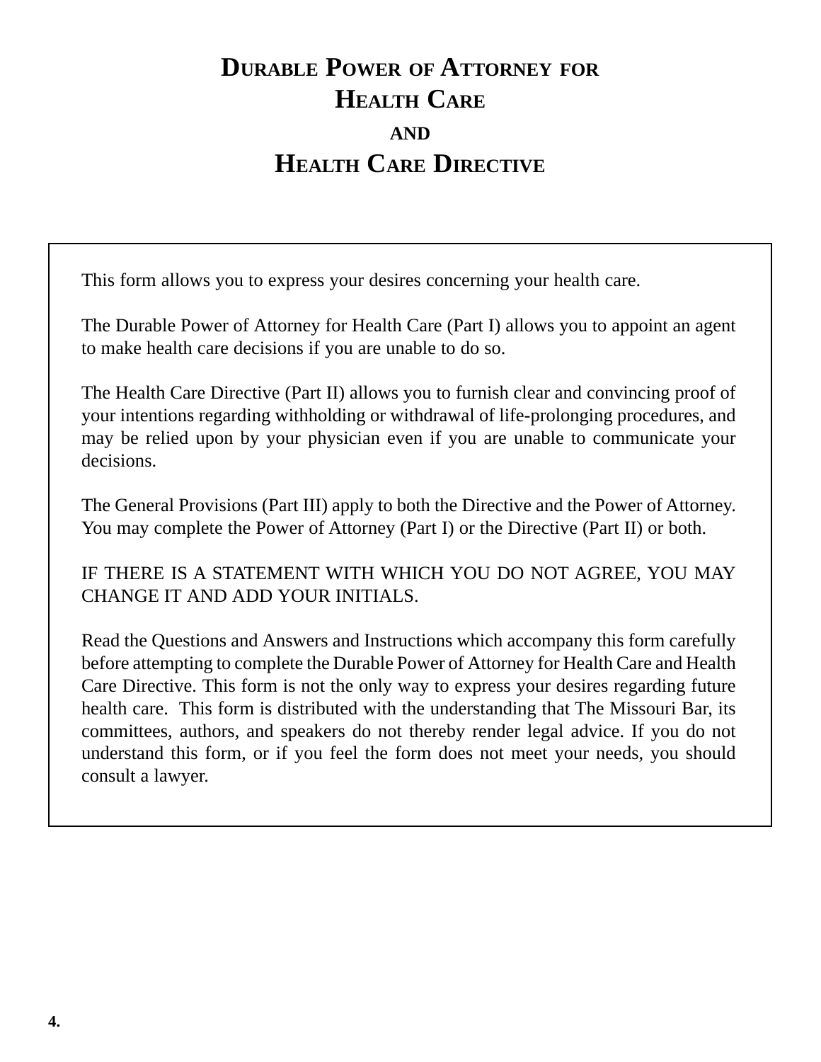# Durable Power of Attorney for Health Care and Health Care Directive

This form allows you to express your desires concerning your health care.

The Durable Power of Attorney for Health Care (Part I) allows you to appoint an agent to make health care decisions if you are unable to do so.

The Health Care Directive (Part II) allows you to furnish clear and convincing proof of your intentions regarding withholding or withdrawal of life-prolonging procedures, and may be relied upon by your physician even if you are unable to communicate your decisions.

The General Provisions (Part III) apply to both the Directive and the Power of Attorney. You may complete the Power of Attorney (Part I) or the Directive (Part II) or both.

IF THERE IS A STATEMENT WITH WHICH YOU DO NOT AGREE, YOU MAY CHANGE IT AND ADD YOUR INITIALS.

Read the Questions and Answers and Instructions which accompany this form carefully before attempting to complete the Durable Power of Attorney for Health Care and Health Care Directive. This form is not the only way to express your desires regarding future health care. This form is distributed with the understanding that The Missouri Bar, its committees, authors, and speakers do not thereby render legal advice. If you do not understand this form, or if you feel the form does not meet your needs, you should consult a lawyer.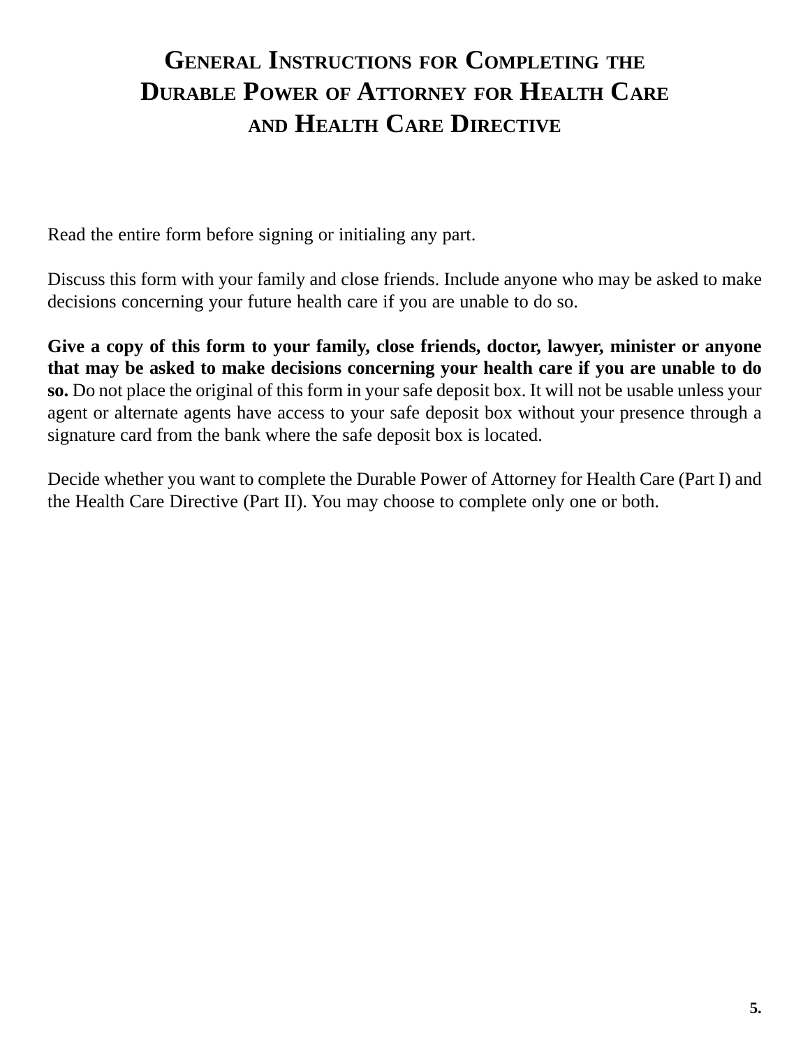# General Instructions for Completing the Durable Power of Attorney for Health Care and Health Care Directive

Read the entire form before signing or initialing any part.

Discuss this form with your family and close friends. Include anyone who may be asked to make decisions concerning your future health care if you are unable to do so.

**Give a copy of this form to your family, close friends, doctor, lawyer, minister or anyone that may be asked to make decisions concerning your health care if you are unable to do so.** Do not place the original of this form in your safe deposit box. It will not be usable unless your agent or alternate agents have access to your safe deposit box without your presence through a signature card from the bank where the safe deposit box is located.

Decide whether you want to complete the Durable Power of Attorney for Health Care (Part I) and the Health Care Directive (Part II). You may choose to complete only one or both.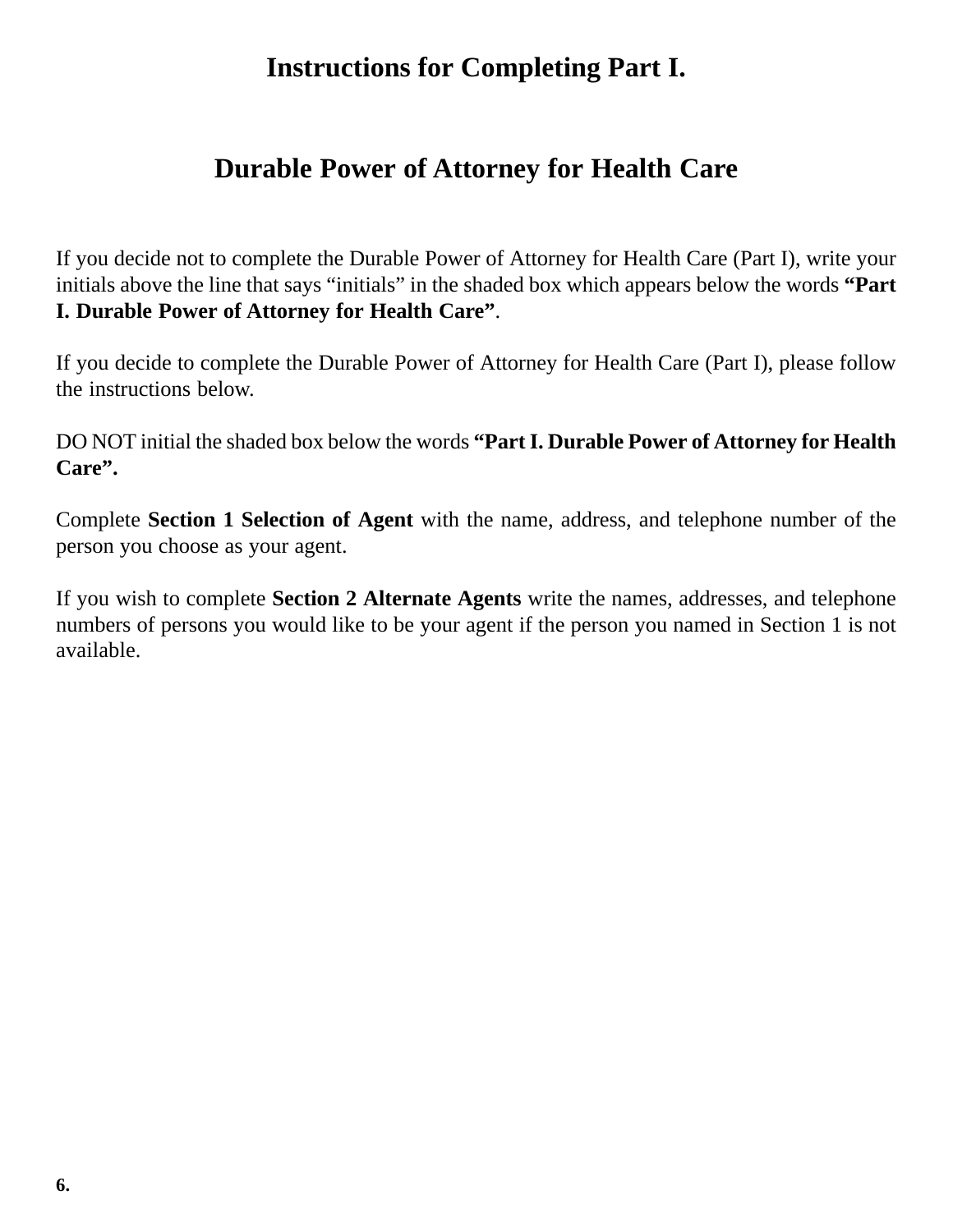# Instructions for Completing Part I.

## Durable Power of Attorney for Health Care

If you decide not to complete the Durable Power of Attorney for Health Care (Part I), write your initials above the line that says "initials" in the shaded box which appears below the words **"Part I. Durable Power of Attorney for Health Care"**.

If you decide to complete the Durable Power of Attorney for Health Care (Part I), please follow the instructions below.

DO NOT initial the shaded box below the words **"Part I. Durable Power of Attorney for Health Care".**

Complete **Section 1 Selection of Agent** with the name, address, and telephone number of the person you choose as your agent.

If you wish to complete **Section 2 Alternate Agents** write the names, addresses, and telephone numbers of persons you would like to be your agent if the person you named in Section 1 is not available.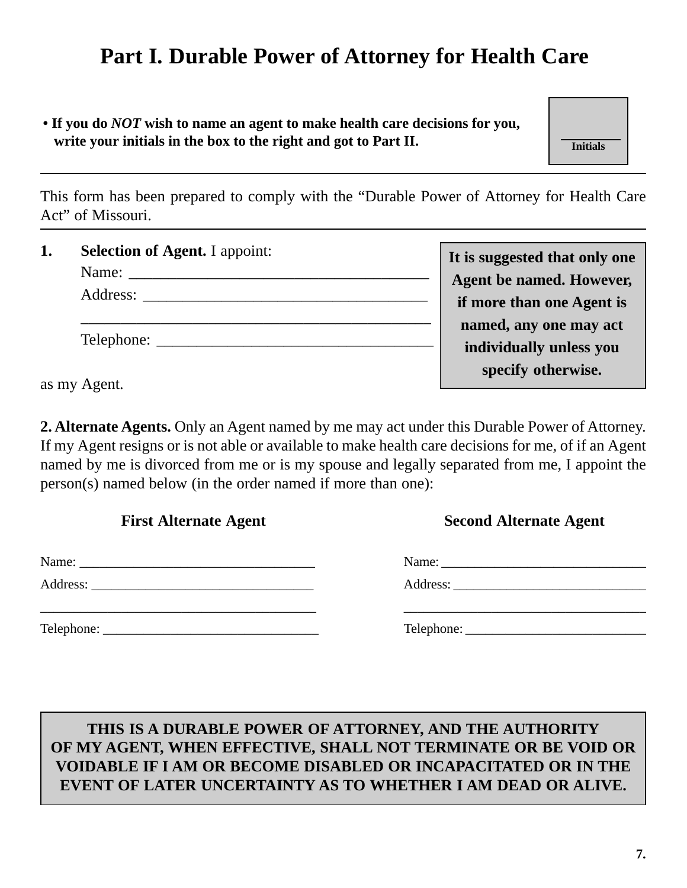# Part I. Durable Power of Attorney for Health Care

- **If you do *NOT* wish to name an agent to make health care decisions for you, write your initials in the box to the right and got to Part II.**

________
**Initials**

---

This form has been prepared to comply with the “Durable Power of Attorney for Health Care Act” of Missouri.

---

**1. Selection of Agent.** I appoint:

Name: ______________________________________

Address: ____________________________________

____________________________________________

Telephone: __________________________________

as my Agent.

**It is suggested that only one Agent be named. However, if more than one Agent is named, any one may act individually unless you specify otherwise.**

**2. Alternate Agents.** Only an Agent named by me may act under this Durable Power of Attorney. If my Agent resigns or is not able or available to make health care decisions for me, of if an Agent named by me is divorced from me or is my spouse and legally separated from me, I appoint the person(s) named below (in the order named if more than one):

**First Alternate Agent**

Name: ___________________________________

Address: _________________________________

________________________________________

Telephone: _______________________________

**Second Alternate Agent**

Name: ______________________________

Address: _____________________________

____________________________________

Telephone: ___________________________

**THIS IS A DURABLE POWER OF ATTORNEY, AND THE AUTHORITY OF MY AGENT, WHEN EFFECTIVE, SHALL NOT TERMINATE OR BE VOID OR VOIDABLE IF I AM OR BECOME DISABLED OR INCAPACITATED OR IN THE EVENT OF LATER UNCERTAINTY AS TO WHETHER I AM DEAD OR ALIVE.**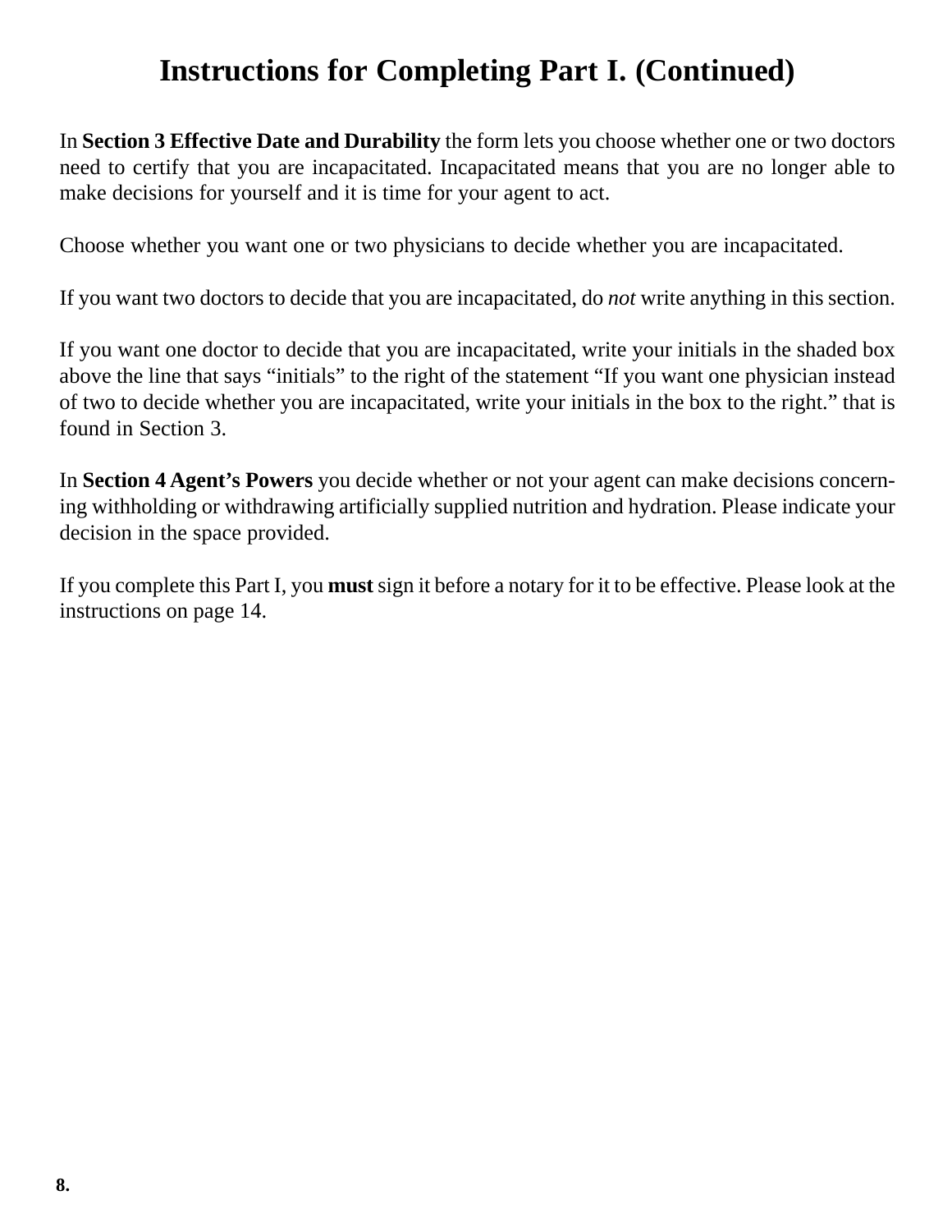# Instructions for Completing Part I. (Continued)

In **Section 3 Effective Date and Durability** the form lets you choose whether one or two doctors need to certify that you are incapacitated. Incapacitated means that you are no longer able to make decisions for yourself and it is time for your agent to act.

Choose whether you want one or two physicians to decide whether you are incapacitated.

If you want two doctors to decide that you are incapacitated, do *not* write anything in this section.

If you want one doctor to decide that you are incapacitated, write your initials in the shaded box above the line that says "initials" to the right of the statement "If you want one physician instead of two to decide whether you are incapacitated, write your initials in the box to the right." that is found in Section 3.

In **Section 4 Agent's Powers** you decide whether or not your agent can make decisions concerning withholding or withdrawing artificially supplied nutrition and hydration. Please indicate your decision in the space provided.

If you complete this Part I, you **must** sign it before a notary for it to be effective. Please look at the instructions on page 14.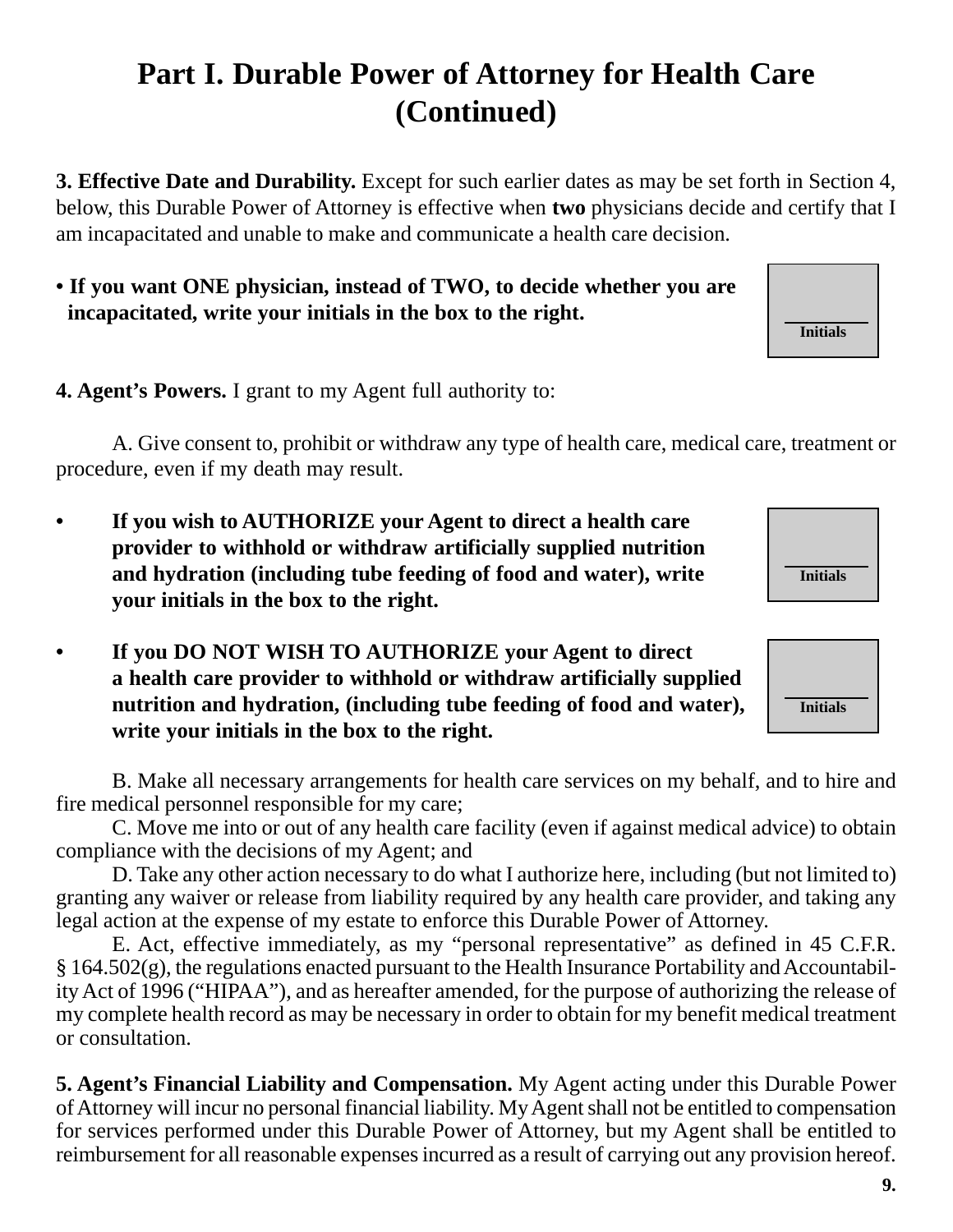# Part I. Durable Power of Attorney for Health Care (Continued)

**3. Effective Date and Durability.** Except for such earlier dates as may be set forth in Section 4, below, this Durable Power of Attorney is effective when **two** physicians decide and certify that I am incapacitated and unable to make and communicate a health care decision.

- **If you want ONE physician, instead of TWO, to decide whether you are incapacitated, write your initials in the box to the right.**

  ______ Initials

**4. Agent's Powers.** I grant to my Agent full authority to:

A. Give consent to, prohibit or withdraw any type of health care, medical care, treatment or procedure, even if my death may result.

- **If you wish to AUTHORIZE your Agent to direct a health care provider to withhold or withdraw artificially supplied nutrition and hydration (including tube feeding of food and water), write your initials in the box to the right.**

  ______ Initials

- **If you DO NOT WISH TO AUTHORIZE your Agent to direct a health care provider to withhold or withdraw artificially supplied nutrition and hydration, (including tube feeding of food and water), write your initials in the box to the right.**

  ______ Initials

B. Make all necessary arrangements for health care services on my behalf, and to hire and fire medical personnel responsible for my care;

C. Move me into or out of any health care facility (even if against medical advice) to obtain compliance with the decisions of my Agent; and

D. Take any other action necessary to do what I authorize here, including (but not limited to) granting any waiver or release from liability required by any health care provider, and taking any legal action at the expense of my estate to enforce this Durable Power of Attorney.

E. Act, effective immediately, as my "personal representative" as defined in 45 C.F.R. § 164.502(g), the regulations enacted pursuant to the Health Insurance Portability and Accountability Act of 1996 ("HIPAA"), and as hereafter amended, for the purpose of authorizing the release of my complete health record as may be necessary in order to obtain for my benefit medical treatment or consultation.

**5. Agent's Financial Liability and Compensation.** My Agent acting under this Durable Power of Attorney will incur no personal financial liability. My Agent shall not be entitled to compensation for services performed under this Durable Power of Attorney, but my Agent shall be entitled to reimbursement for all reasonable expenses incurred as a result of carrying out any provision hereof.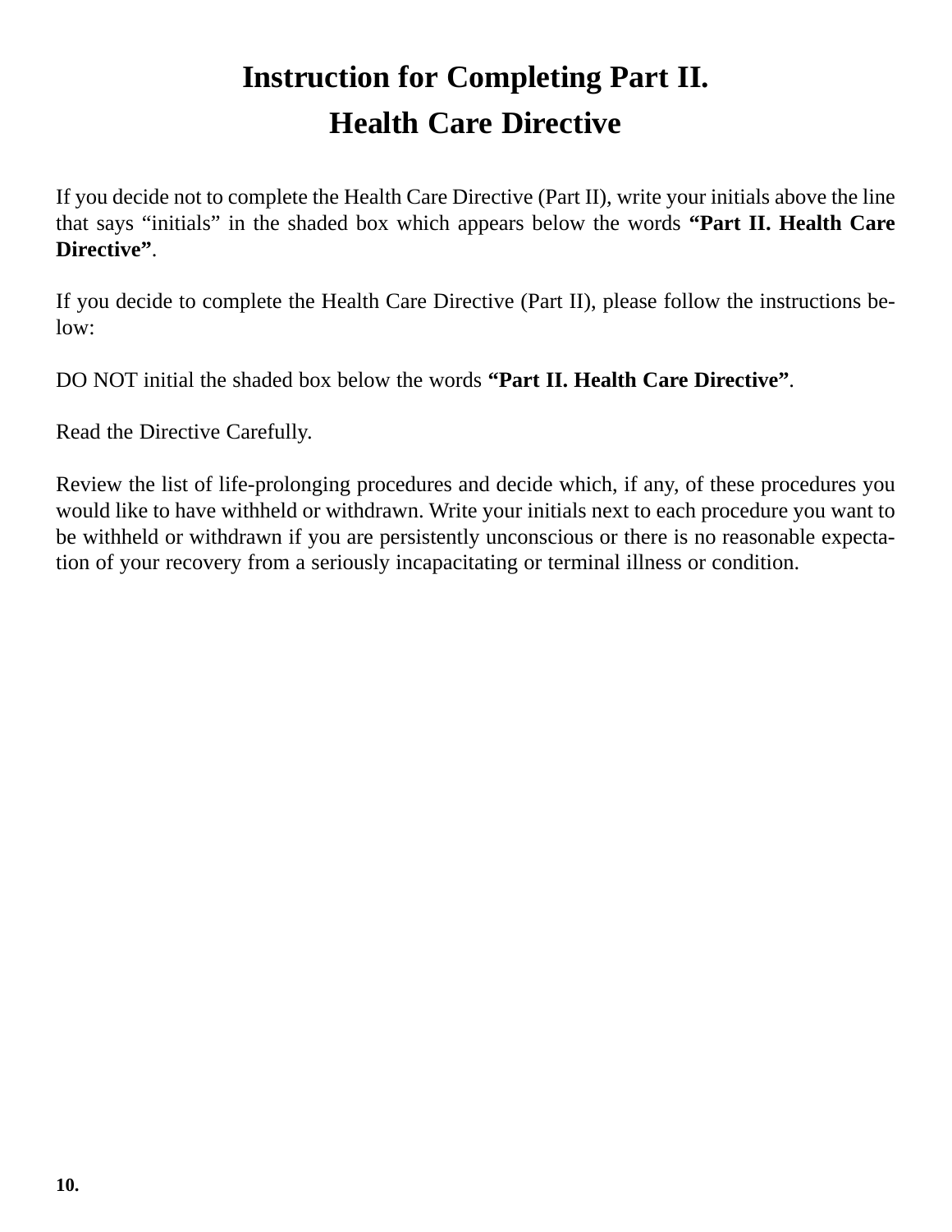# Instruction for Completing Part II.
# Health Care Directive

If you decide not to complete the Health Care Directive (Part II), write your initials above the line that says "initials" in the shaded box which appears below the words **"Part II. Health Care Directive"**.

If you decide to complete the Health Care Directive (Part II), please follow the instructions below:

DO NOT initial the shaded box below the words **"Part II. Health Care Directive"**.

Read the Directive Carefully.

Review the list of life-prolonging procedures and decide which, if any, of these procedures you would like to have withheld or withdrawn. Write your initials next to each procedure you want to be withheld or withdrawn if you are persistently unconscious or there is no reasonable expectation of your recovery from a seriously incapacitating or terminal illness or condition.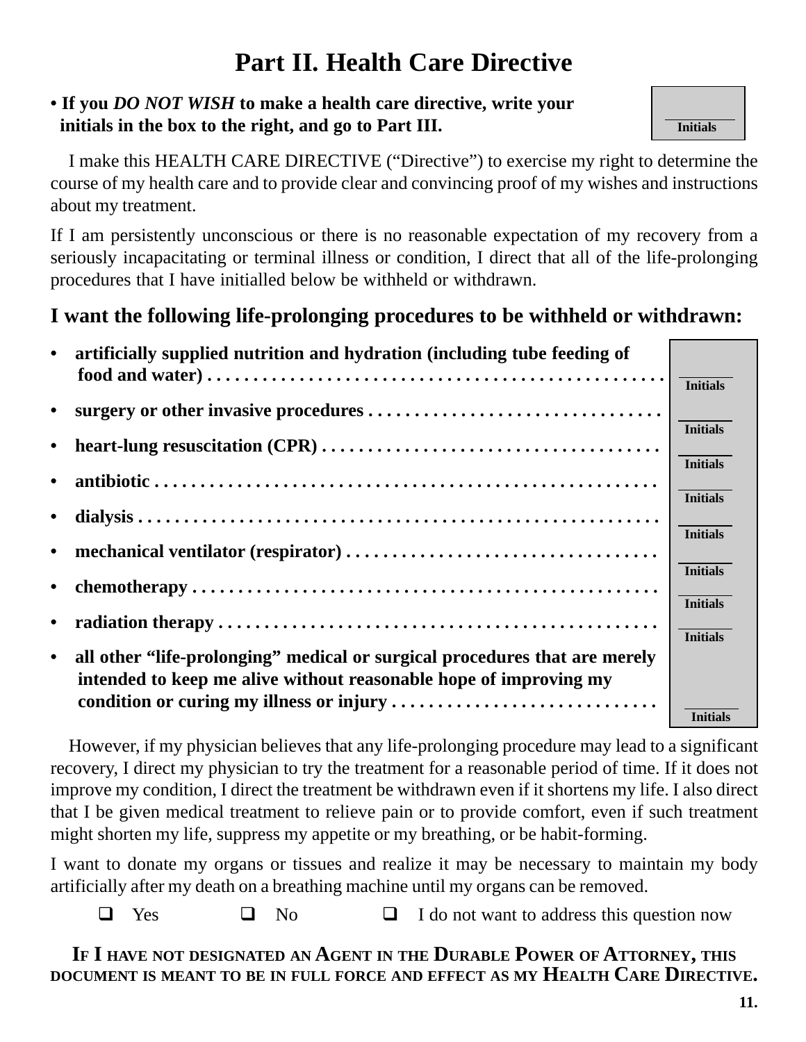# Part II. Health Care Directive

**• If you *DO NOT WISH* to make a health care directive, write your initials in the box to the right, and go to Part III.**

______ Initials

I make this HEALTH CARE DIRECTIVE ("Directive") to exercise my right to determine the course of my health care and to provide clear and convincing proof of my wishes and instructions about my treatment.

If I am persistently unconscious or there is no reasonable expectation of my recovery from a seriously incapacitating or terminal illness or condition, I direct that all of the life-prolonging procedures that I have initialled below be withheld or withdrawn.

## I want the following life-prolonging procedures to be withheld or withdrawn:

- **artificially supplied nutrition and hydration (including tube feeding of food and water)** . . . . . . . . . . . . . . . . . . . . . . . . . . . . . . . . . . . . . . . . . . . . . . . . . ______ Initials
- **surgery or other invasive procedures** . . . . . . . . . . . . . . . . . . . . . . . . . . . . . . . ______ Initials
- **heart-lung resuscitation (CPR)** . . . . . . . . . . . . . . . . . . . . . . . . . . . . . . . . . . . . . ______ Initials
- **antibiotic** . . . . . . . . . . . . . . . . . . . . . . . . . . . . . . . . . . . . . . . . . . . . . . . . . . . . . . . ______ Initials
- **dialysis** . . . . . . . . . . . . . . . . . . . . . . . . . . . . . . . . . . . . . . . . . . . . . . . . . . . . . . . . ______ Initials
- **mechanical ventilator (respirator)** . . . . . . . . . . . . . . . . . . . . . . . . . . . . . . . . . . ______ Initials
- **chemotherapy** . . . . . . . . . . . . . . . . . . . . . . . . . . . . . . . . . . . . . . . . . . . . . . . . . . . ______ Initials
- **radiation therapy** . . . . . . . . . . . . . . . . . . . . . . . . . . . . . . . . . . . . . . . . . . . . . . . . ______ Initials
- **all other "life-prolonging" medical or surgical procedures that are merely intended to keep me alive without reasonable hope of improving my condition or curing my illness or injury** . . . . . . . . . . . . . . . . . . . . . . . . . . . . ______ Initials

However, if my physician believes that any life-prolonging procedure may lead to a significant recovery, I direct my physician to try the treatment for a reasonable period of time. If it does not improve my condition, I direct the treatment be withdrawn even if it shortens my life. I also direct that I be given medical treatment to relieve pain or to provide comfort, even if such treatment might shorten my life, suppress my appetite or my breathing, or be habit-forming.

I want to donate my organs or tissues and realize it may be necessary to maintain my body artificially after my death on a breathing machine until my organs can be removed.

❑ Yes ❑ No ❑ I do not want to address this question now

**IF I HAVE NOT DESIGNATED AN AGENT IN THE DURABLE POWER OF ATTORNEY, THIS DOCUMENT IS MEANT TO BE IN FULL FORCE AND EFFECT AS MY HEALTH CARE DIRECTIVE.**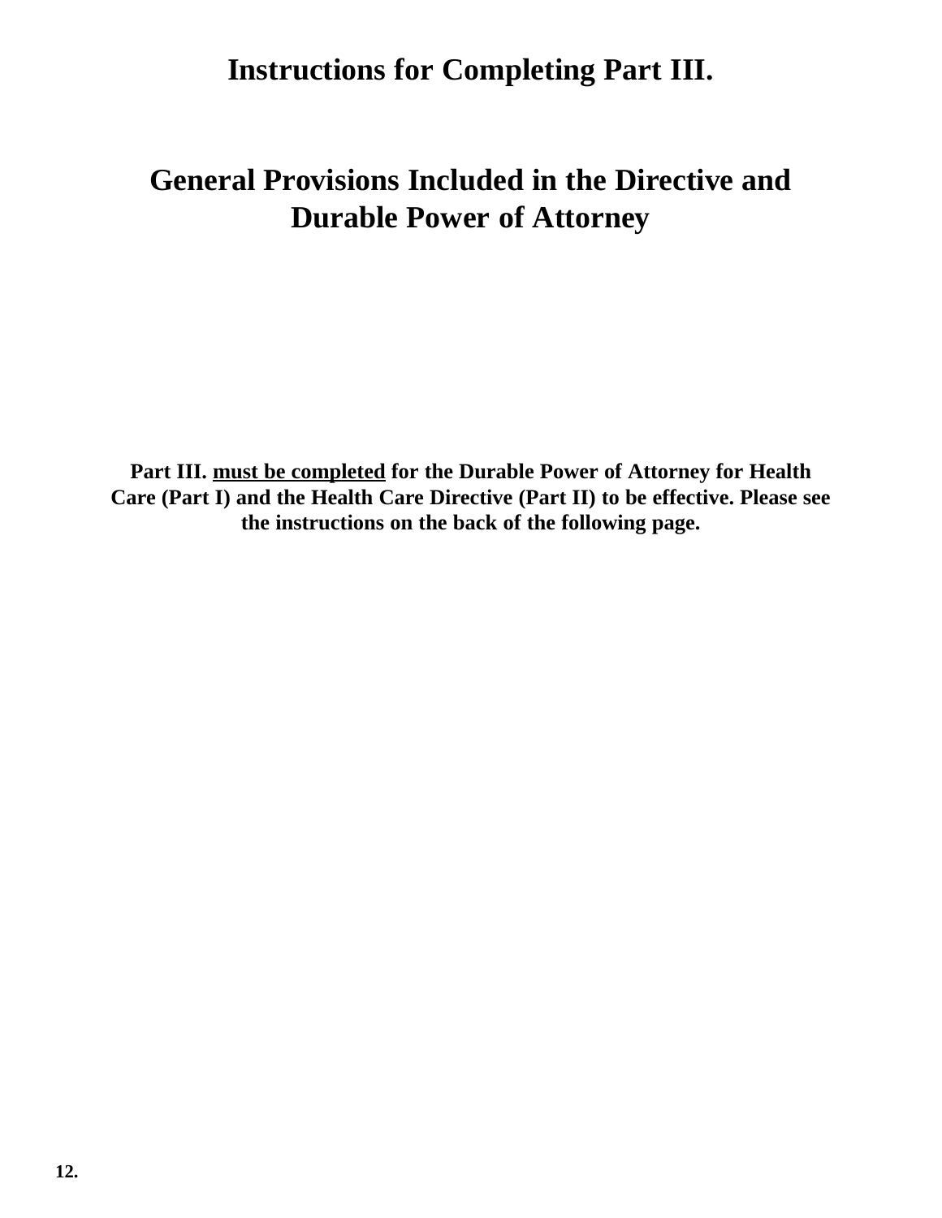# Instructions for Completing Part III.

# General Provisions Included in the Directive and Durable Power of Attorney

**Part III. <u>must be completed</u> for the Durable Power of Attorney for Health Care (Part I) and the Health Care Directive (Part II) to be effective. Please see the instructions on the back of the following page.**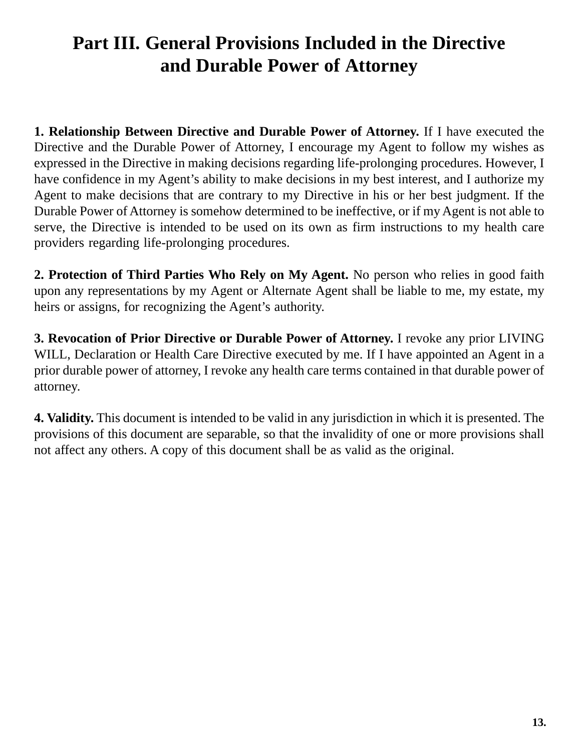# Part III. General Provisions Included in the Directive and Durable Power of Attorney

**1. Relationship Between Directive and Durable Power of Attorney.** If I have executed the Directive and the Durable Power of Attorney, I encourage my Agent to follow my wishes as expressed in the Directive in making decisions regarding life-prolonging procedures. However, I have confidence in my Agent's ability to make decisions in my best interest, and I authorize my Agent to make decisions that are contrary to my Directive in his or her best judgment. If the Durable Power of Attorney is somehow determined to be ineffective, or if my Agent is not able to serve, the Directive is intended to be used on its own as firm instructions to my health care providers regarding life-prolonging procedures.

**2. Protection of Third Parties Who Rely on My Agent.** No person who relies in good faith upon any representations by my Agent or Alternate Agent shall be liable to me, my estate, my heirs or assigns, for recognizing the Agent's authority.

**3. Revocation of Prior Directive or Durable Power of Attorney.** I revoke any prior LIVING WILL, Declaration or Health Care Directive executed by me. If I have appointed an Agent in a prior durable power of attorney, I revoke any health care terms contained in that durable power of attorney.

**4. Validity.** This document is intended to be valid in any jurisdiction in which it is presented. The provisions of this document are separable, so that the invalidity of one or more provisions shall not affect any others. A copy of this document shall be as valid as the original.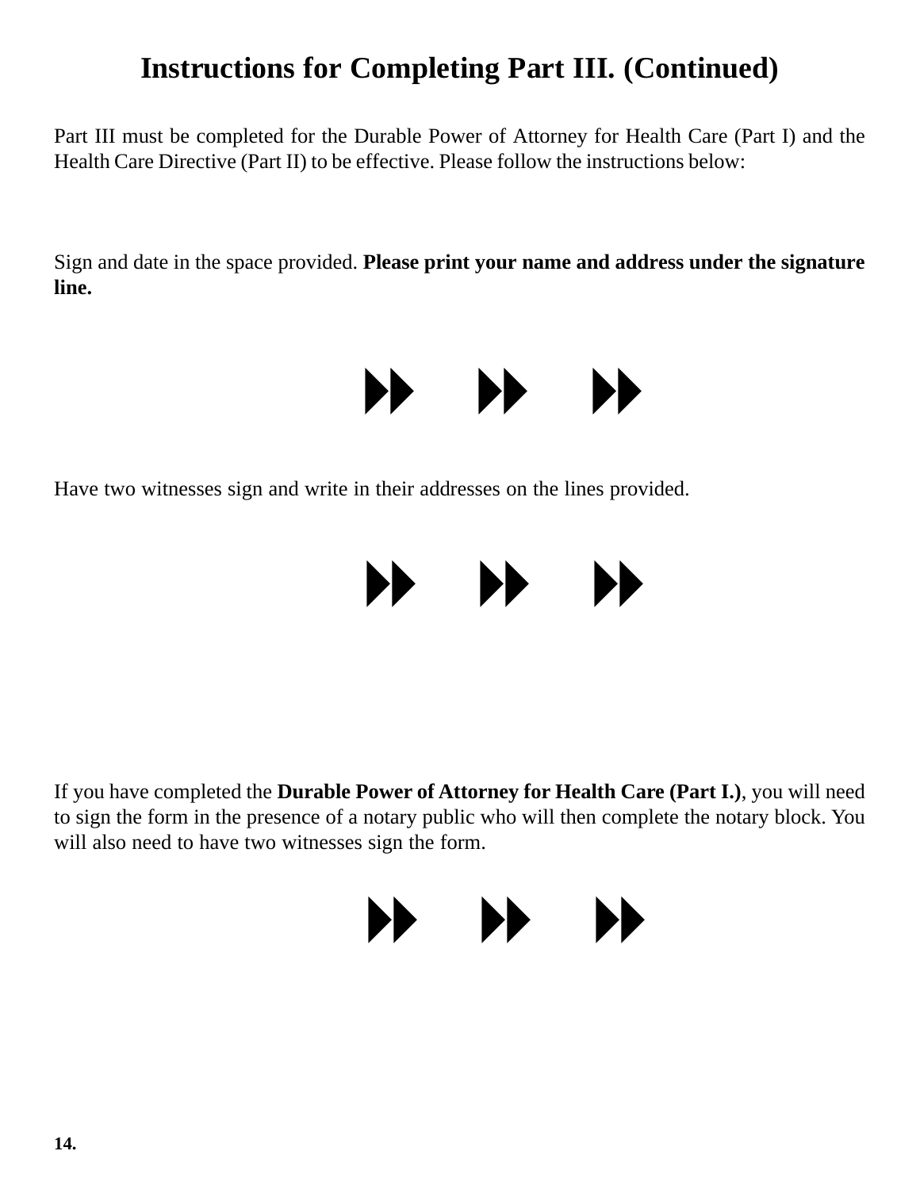# Instructions for Completing Part III. (Continued)

Part III must be completed for the Durable Power of Attorney for Health Care (Part I) and the Health Care Directive (Part II) to be effective. Please follow the instructions below:

Sign and date in the space provided. **Please print your name and address under the signature line.**

⏩ ⏩ ⏩

Have two witnesses sign and write in their addresses on the lines provided.

⏩ ⏩ ⏩

If you have completed the **Durable Power of Attorney for Health Care (Part I.)**, you will need to sign the form in the presence of a notary public who will then complete the notary block. You will also need to have two witnesses sign the form.

⏩ ⏩ ⏩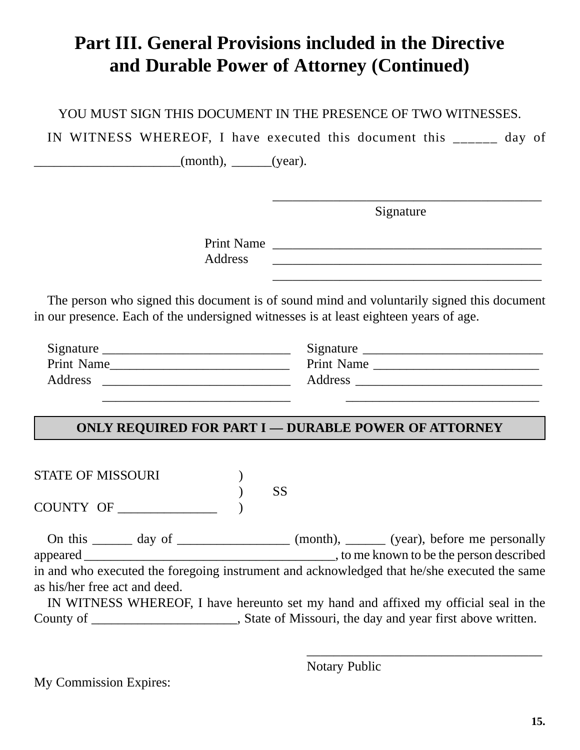# Part III. General Provisions included in the Directive and Durable Power of Attorney (Continued)

YOU MUST SIGN THIS DOCUMENT IN THE PRESENCE OF TWO WITNESSES.

IN WITNESS WHEREOF, I have executed this document this ______ day of ______________________(month), ______(year).

_________________________________________
Signature

Print Name _________________________________________
Address _________________________________________
_________________________________________

The person who signed this document is of sound mind and voluntarily signed this document in our presence. Each of the undersigned witnesses is at least eighteen years of age.

Signature ____________________________
Print Name___________________________
Address ____________________________
____________________________

Signature ____________________________
Print Name ___________________________
Address ____________________________
____________________________

**ONLY REQUIRED FOR PART I — DURABLE POWER OF ATTORNEY**

STATE OF MISSOURI )
) SS
COUNTY OF _______________ )

On this ______ day of _________________ (month), ______ (year), before me personally appeared _______________________________________, to me known to be the person described in and who executed the foregoing instrument and acknowledged that he/she executed the same as his/her free act and deed.

IN WITNESS WHEREOF, I have hereunto set my hand and affixed my official seal in the County of ______________________, State of Missouri, the day and year first above written.

____________________________________
Notary Public

My Commission Expires: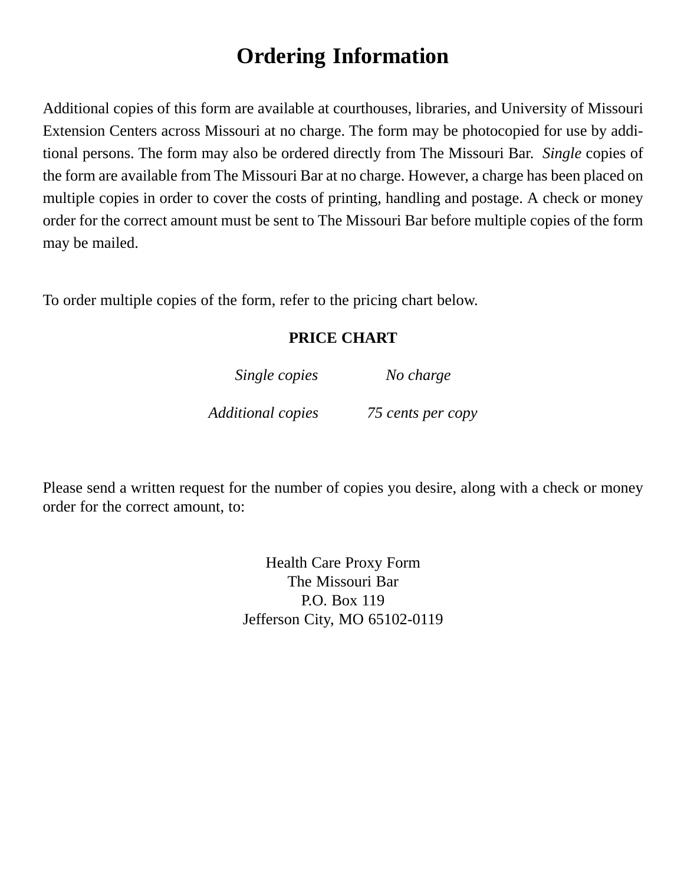# Ordering Information

Additional copies of this form are available at courthouses, libraries, and University of Missouri Extension Centers across Missouri at no charge. The form may be photocopied for use by additional persons. The form may also be ordered directly from The Missouri Bar. *Single* copies of the form are available from The Missouri Bar at no charge. However, a charge has been placed on multiple copies in order to cover the costs of printing, handling and postage. A check or money order for the correct amount must be sent to The Missouri Bar before multiple copies of the form may be mailed.

To order multiple copies of the form, refer to the pricing chart below.

**PRICE CHART**

| | |
|---|---|
| *Single copies* | *No charge* |
| *Additional copies* | *75 cents per copy* |

Please send a written request for the number of copies you desire, along with a check or money order for the correct amount, to:

Health Care Proxy Form
The Missouri Bar
P.O. Box 119
Jefferson City, MO 65102-0119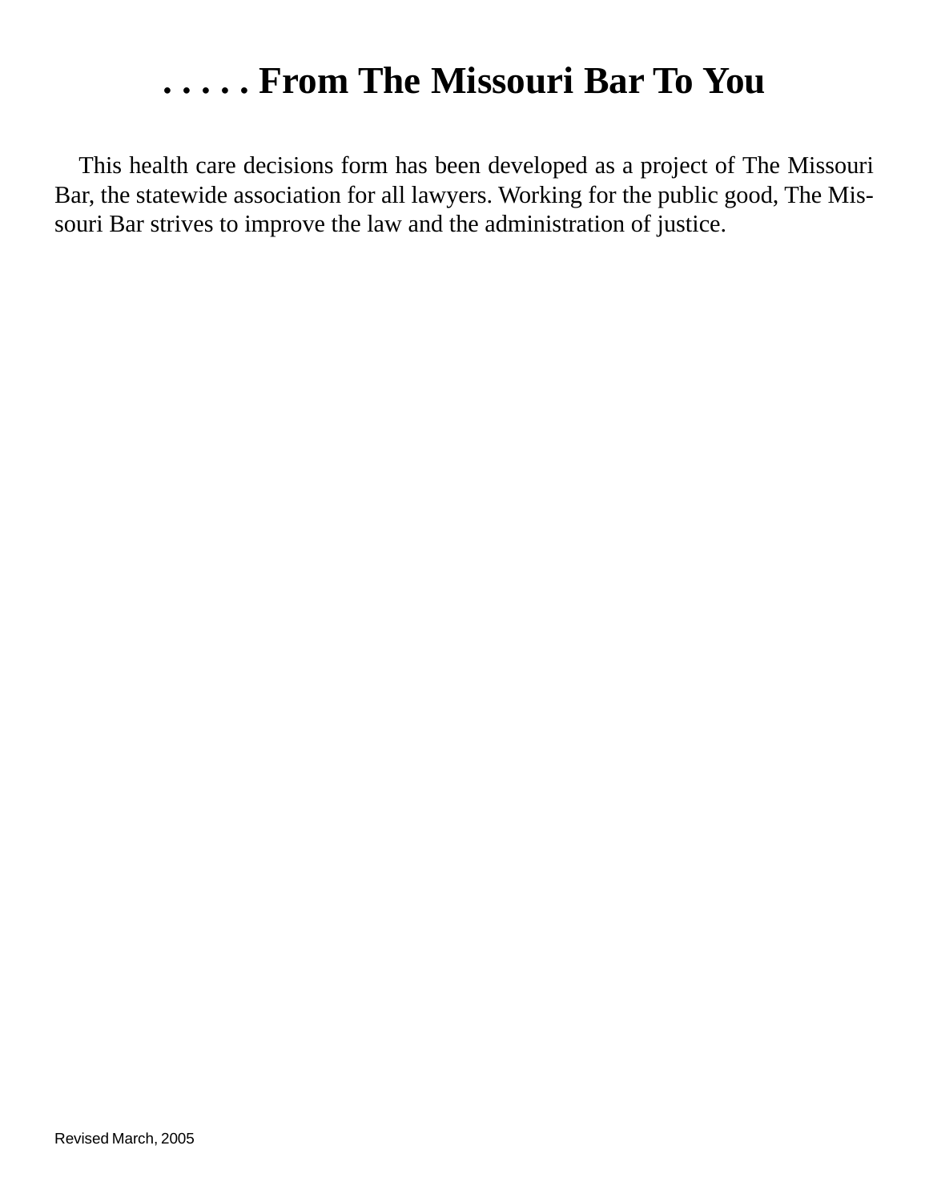# . . . . . From The Missouri Bar To You

This health care decisions form has been developed as a project of The Missouri Bar, the statewide association for all lawyers. Working for the public good, The Missouri Bar strives to improve the law and the administration of justice.

Revised March, 2005